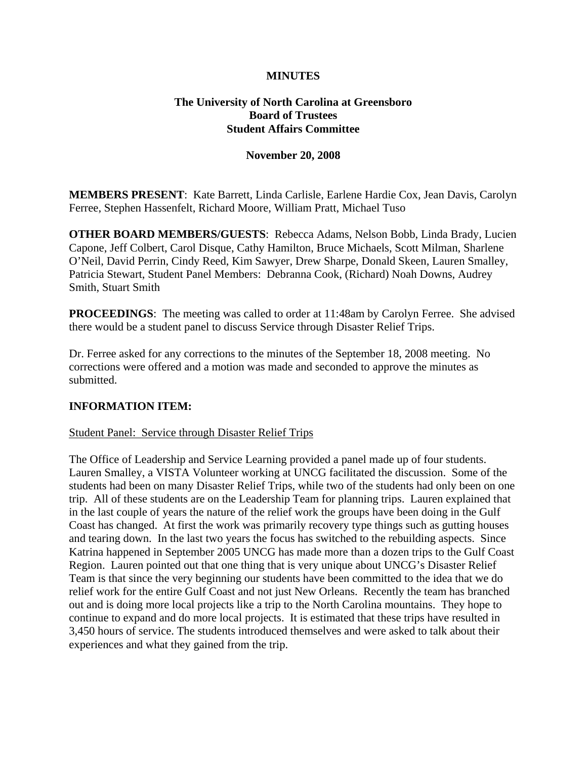**MINUTES**

**The University of North Carolina at Greensboro**
**Board of Trustees**
**Student Affairs Committee**

**November 20, 2008**

**MEMBERS PRESENT**: Kate Barrett, Linda Carlisle, Earlene Hardie Cox, Jean Davis, Carolyn Ferree, Stephen Hassenfelt, Richard Moore, William Pratt, Michael Tuso

**OTHER BOARD MEMBERS/GUESTS**: Rebecca Adams, Nelson Bobb, Linda Brady, Lucien Capone, Jeff Colbert, Carol Disque, Cathy Hamilton, Bruce Michaels, Scott Milman, Sharlene O'Neil, David Perrin, Cindy Reed, Kim Sawyer, Drew Sharpe, Donald Skeen, Lauren Smalley, Patricia Stewart, Student Panel Members: Debranna Cook, (Richard) Noah Downs, Audrey Smith, Stuart Smith

**PROCEEDINGS**: The meeting was called to order at 11:48am by Carolyn Ferree. She advised there would be a student panel to discuss Service through Disaster Relief Trips.

Dr. Ferree asked for any corrections to the minutes of the September 18, 2008 meeting. No corrections were offered and a motion was made and seconded to approve the minutes as submitted.

**INFORMATION ITEM:**

Student Panel: Service through Disaster Relief Trips

The Office of Leadership and Service Learning provided a panel made up of four students. Lauren Smalley, a VISTA Volunteer working at UNCG facilitated the discussion. Some of the students had been on many Disaster Relief Trips, while two of the students had only been on one trip. All of these students are on the Leadership Team for planning trips. Lauren explained that in the last couple of years the nature of the relief work the groups have been doing in the Gulf Coast has changed. At first the work was primarily recovery type things such as gutting houses and tearing down. In the last two years the focus has switched to the rebuilding aspects. Since Katrina happened in September 2005 UNCG has made more than a dozen trips to the Gulf Coast Region. Lauren pointed out that one thing that is very unique about UNCG's Disaster Relief Team is that since the very beginning our students have been committed to the idea that we do relief work for the entire Gulf Coast and not just New Orleans. Recently the team has branched out and is doing more local projects like a trip to the North Carolina mountains. They hope to continue to expand and do more local projects. It is estimated that these trips have resulted in 3,450 hours of service. The students introduced themselves and were asked to talk about their experiences and what they gained from the trip.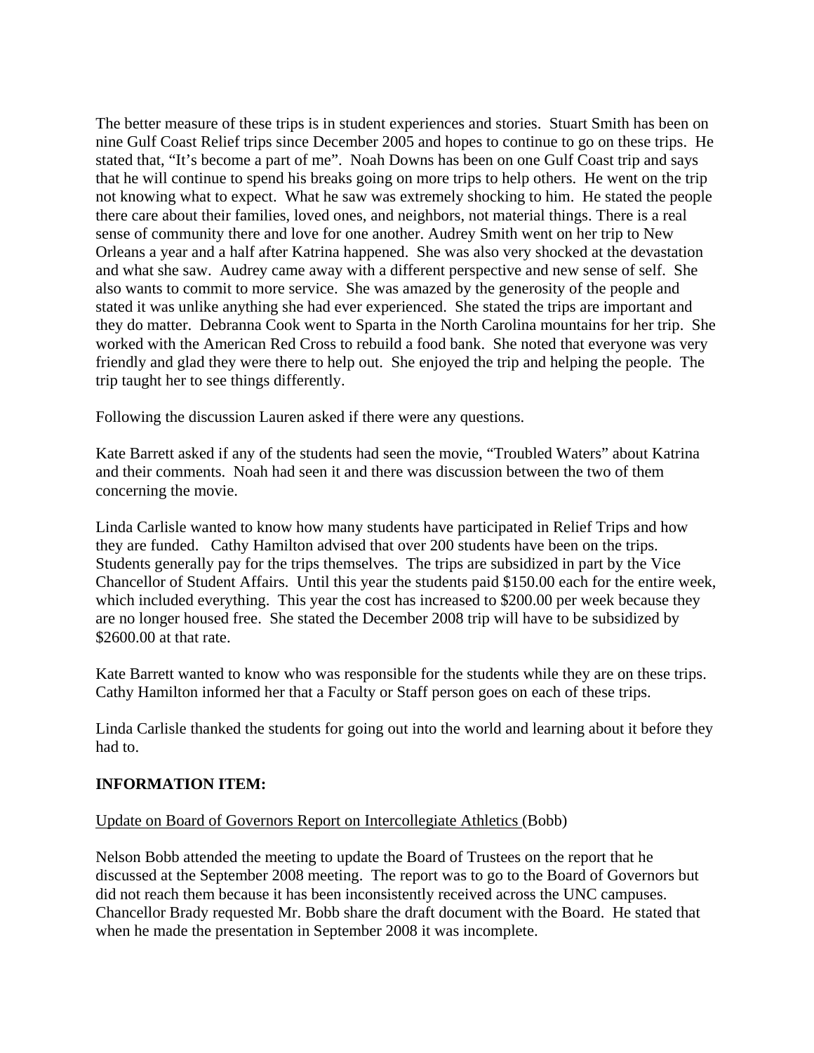The better measure of these trips is in student experiences and stories. Stuart Smith has been on nine Gulf Coast Relief trips since December 2005 and hopes to continue to go on these trips. He stated that, "It's become a part of me". Noah Downs has been on one Gulf Coast trip and says that he will continue to spend his breaks going on more trips to help others. He went on the trip not knowing what to expect. What he saw was extremely shocking to him. He stated the people there care about their families, loved ones, and neighbors, not material things. There is a real sense of community there and love for one another. Audrey Smith went on her trip to New Orleans a year and a half after Katrina happened. She was also very shocked at the devastation and what she saw. Audrey came away with a different perspective and new sense of self. She also wants to commit to more service. She was amazed by the generosity of the people and stated it was unlike anything she had ever experienced. She stated the trips are important and they do matter. Debranna Cook went to Sparta in the North Carolina mountains for her trip. She worked with the American Red Cross to rebuild a food bank. She noted that everyone was very friendly and glad they were there to help out. She enjoyed the trip and helping the people. The trip taught her to see things differently.

Following the discussion Lauren asked if there were any questions.

Kate Barrett asked if any of the students had seen the movie, "Troubled Waters" about Katrina and their comments. Noah had seen it and there was discussion between the two of them concerning the movie.

Linda Carlisle wanted to know how many students have participated in Relief Trips and how they are funded. Cathy Hamilton advised that over 200 students have been on the trips. Students generally pay for the trips themselves. The trips are subsidized in part by the Vice Chancellor of Student Affairs. Until this year the students paid $150.00 each for the entire week, which included everything. This year the cost has increased to $200.00 per week because they are no longer housed free. She stated the December 2008 trip will have to be subsidized by $2600.00 at that rate.

Kate Barrett wanted to know who was responsible for the students while they are on these trips. Cathy Hamilton informed her that a Faculty or Staff person goes on each of these trips.

Linda Carlisle thanked the students for going out into the world and learning about it before they had to.

**INFORMATION ITEM:**

Update on Board of Governors Report on Intercollegiate Athletics (Bobb)

Nelson Bobb attended the meeting to update the Board of Trustees on the report that he discussed at the September 2008 meeting. The report was to go to the Board of Governors but did not reach them because it has been inconsistently received across the UNC campuses. Chancellor Brady requested Mr. Bobb share the draft document with the Board. He stated that when he made the presentation in September 2008 it was incomplete.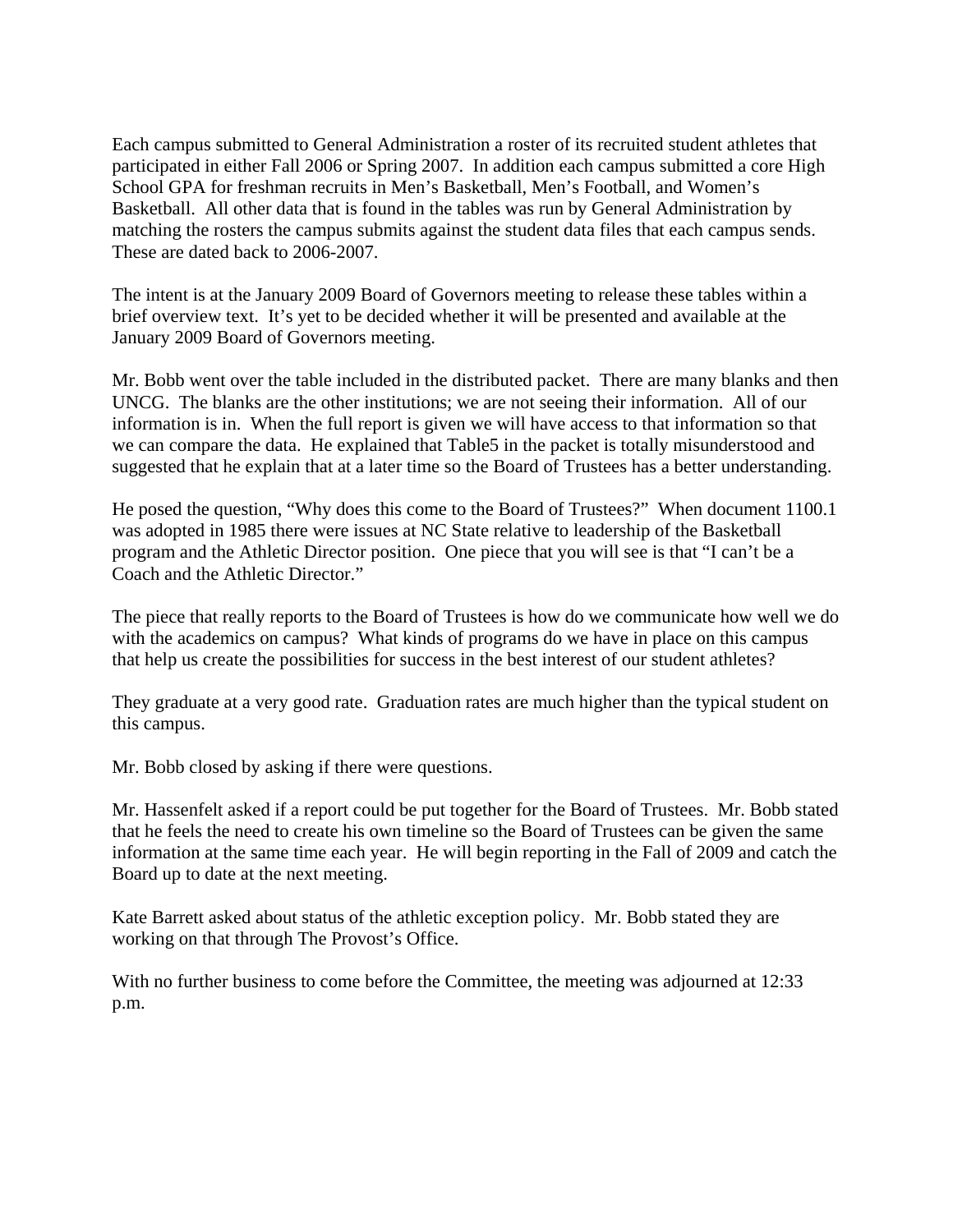Each campus submitted to General Administration a roster of its recruited student athletes that participated in either Fall 2006 or Spring 2007. In addition each campus submitted a core High School GPA for freshman recruits in Men's Basketball, Men's Football, and Women's Basketball. All other data that is found in the tables was run by General Administration by matching the rosters the campus submits against the student data files that each campus sends. These are dated back to 2006-2007.

The intent is at the January 2009 Board of Governors meeting to release these tables within a brief overview text. It's yet to be decided whether it will be presented and available at the January 2009 Board of Governors meeting.

Mr. Bobb went over the table included in the distributed packet. There are many blanks and then UNCG. The blanks are the other institutions; we are not seeing their information. All of our information is in. When the full report is given we will have access to that information so that we can compare the data. He explained that Table5 in the packet is totally misunderstood and suggested that he explain that at a later time so the Board of Trustees has a better understanding.

He posed the question, "Why does this come to the Board of Trustees?" When document 1100.1 was adopted in 1985 there were issues at NC State relative to leadership of the Basketball program and the Athletic Director position. One piece that you will see is that "I can't be a Coach and the Athletic Director."

The piece that really reports to the Board of Trustees is how do we communicate how well we do with the academics on campus? What kinds of programs do we have in place on this campus that help us create the possibilities for success in the best interest of our student athletes?

They graduate at a very good rate. Graduation rates are much higher than the typical student on this campus.

Mr. Bobb closed by asking if there were questions.

Mr. Hassenfelt asked if a report could be put together for the Board of Trustees. Mr. Bobb stated that he feels the need to create his own timeline so the Board of Trustees can be given the same information at the same time each year. He will begin reporting in the Fall of 2009 and catch the Board up to date at the next meeting.

Kate Barrett asked about status of the athletic exception policy. Mr. Bobb stated they are working on that through The Provost's Office.

With no further business to come before the Committee, the meeting was adjourned at 12:33 p.m.